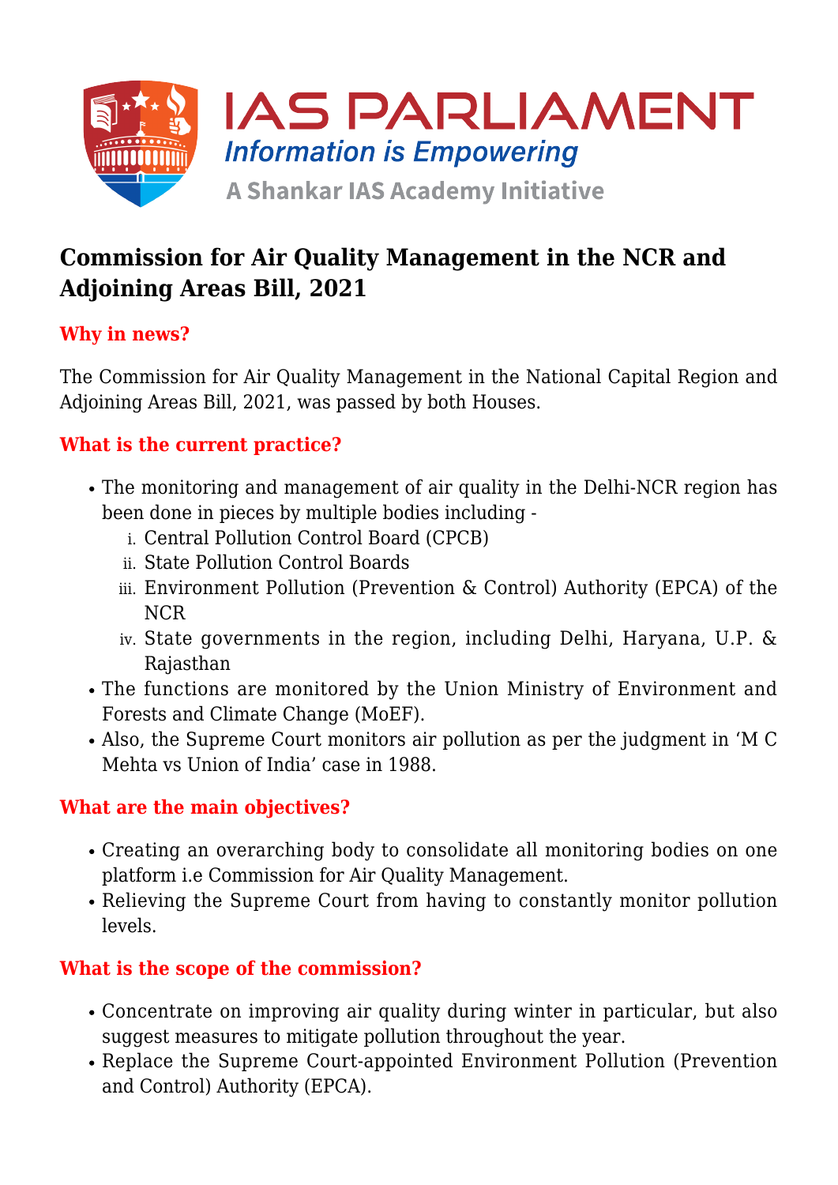# Commission for Air Quality Management in the NCR and Adjoining Areas Bill, 2021

## Why in news?

The Commission for Air Quality Management in the National Capital Region and Adjoining Areas Bill, 2021, was passed by both Houses.

## What is the current practice?

- The monitoring and management of air quality in the Delhi-NCR region has been done in pieces by multiple bodies including -
  1. Central Pollution Control Board (CPCB)
  2. State Pollution Control Boards
  3. Environment Pollution (Prevention & Control) Authority (EPCA) of the NCR
  4. State governments in the region, including Delhi, Haryana, U.P. & Rajasthan
- The functions are monitored by the Union Ministry of Environment and Forests and Climate Change (MoEF).
- Also, the Supreme Court monitors air pollution as per the judgment in 'M C Mehta vs Union of India' case in 1988.

## What are the main objectives?

- Creating an overarching body to consolidate all monitoring bodies on one platform i.e Commission for Air Quality Management.
- Relieving the Supreme Court from having to constantly monitor pollution levels.

## What is the scope of the commission?

- Concentrate on improving air quality during winter in particular, but also suggest measures to mitigate pollution throughout the year.
- Replace the Supreme Court-appointed Environment Pollution (Prevention and Control) Authority (EPCA).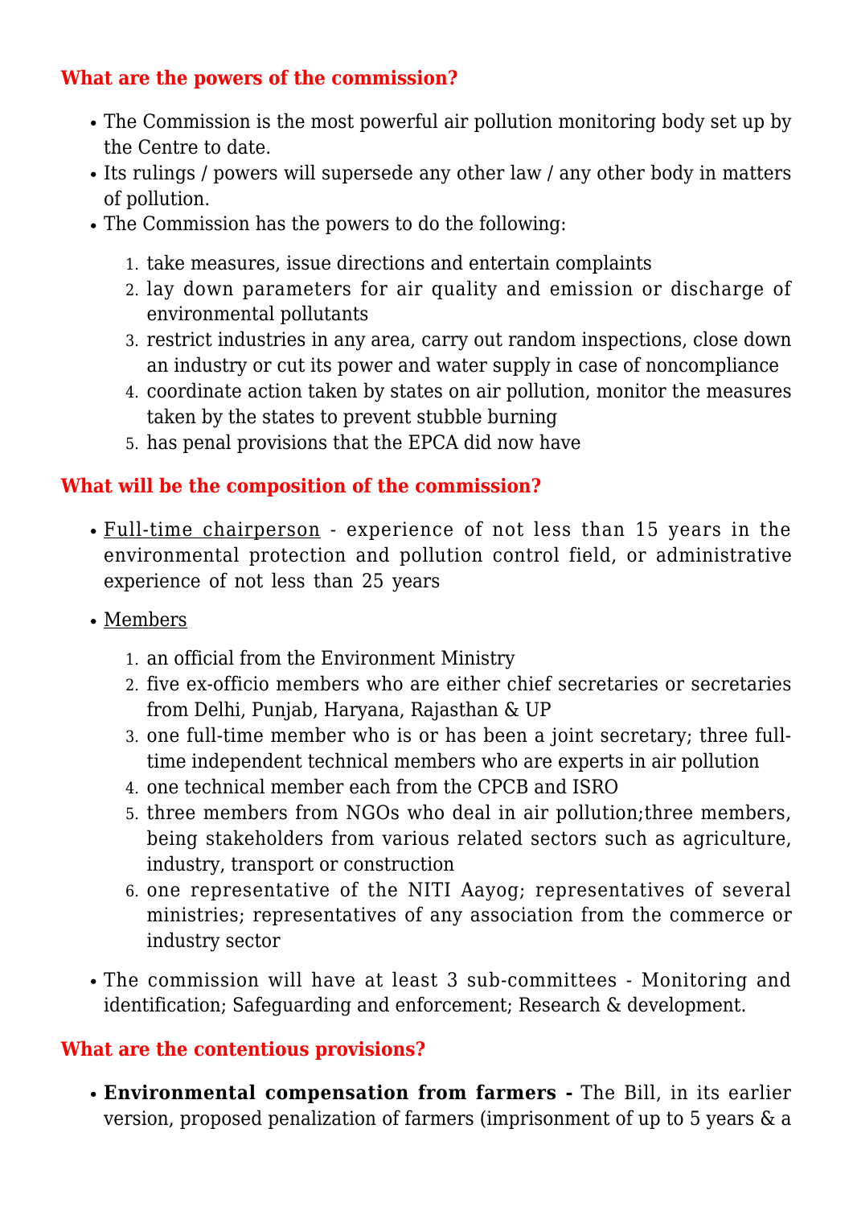### What are the powers of the commission?

- The Commission is the most powerful air pollution monitoring body set up by the Centre to date.
- Its rulings / powers will supersede any other law / any other body in matters of pollution.
- The Commission has the powers to do the following:
    1. take measures, issue directions and entertain complaints
    2. lay down parameters for air quality and emission or discharge of environmental pollutants
    3. restrict industries in any area, carry out random inspections, close down an industry or cut its power and water supply in case of noncompliance
    4. coordinate action taken by states on air pollution, monitor the measures taken by the states to prevent stubble burning
    5. has penal provisions that the EPCA did now have

### What will be the composition of the commission?

- Full-time chairperson - experience of not less than 15 years in the environmental protection and pollution control field, or administrative experience of not less than 25 years
- Members
    1. an official from the Environment Ministry
    2. five ex-officio members who are either chief secretaries or secretaries from Delhi, Punjab, Haryana, Rajasthan & UP
    3. one full-time member who is or has been a joint secretary; three full-time independent technical members who are experts in air pollution
    4. one technical member each from the CPCB and ISRO
    5. three members from NGOs who deal in air pollution;three members, being stakeholders from various related sectors such as agriculture, industry, transport or construction
    6. one representative of the NITI Aayog; representatives of several ministries; representatives of any association from the commerce or industry sector
- The commission will have at least 3 sub-committees - Monitoring and identification; Safeguarding and enforcement; Research & development.

### What are the contentious provisions?

- **Environmental compensation from farmers -** The Bill, in its earlier version, proposed penalization of farmers (imprisonment of up to 5 years & a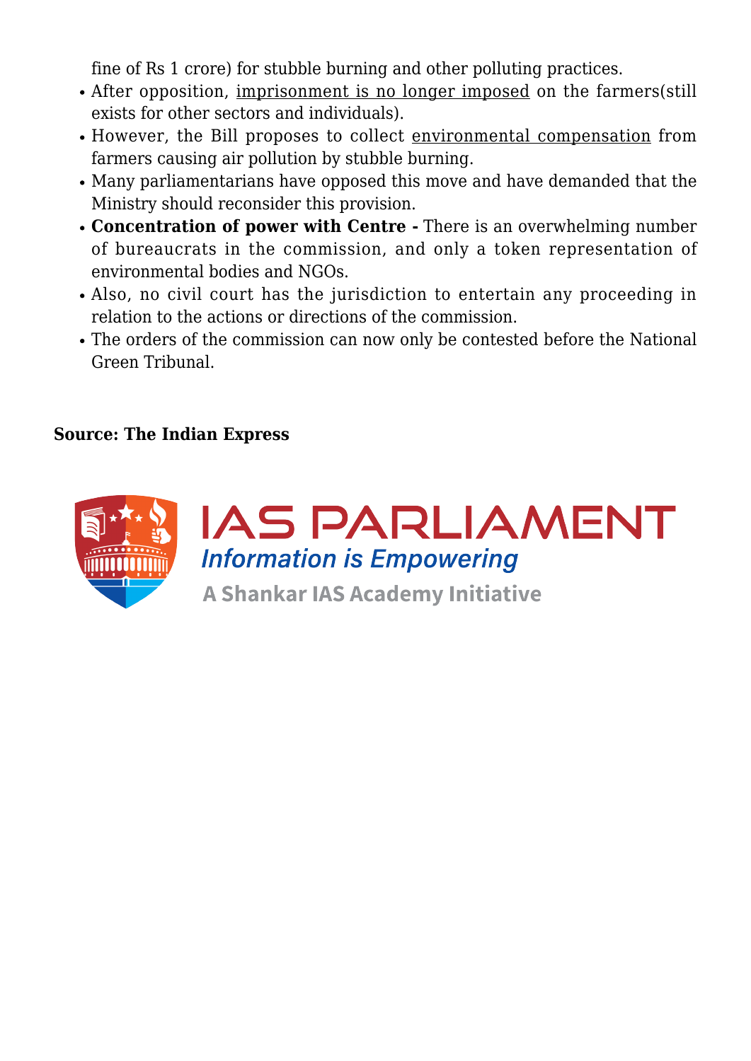fine of Rs 1 crore) for stubble burning and other polluting practices.

- After opposition, imprisonment is no longer imposed on the farmers(still exists for other sectors and individuals).
- However, the Bill proposes to collect environmental compensation from farmers causing air pollution by stubble burning.
- Many parliamentarians have opposed this move and have demanded that the Ministry should reconsider this provision.
- **Concentration of power with Centre -** There is an overwhelming number of bureaucrats in the commission, and only a token representation of environmental bodies and NGOs.
- Also, no civil court has the jurisdiction to entertain any proceeding in relation to the actions or directions of the commission.
- The orders of the commission can now only be contested before the National Green Tribunal.

**Source: The Indian Express**

IAS PARLIAMENT

*Information is Empowering*

A Shankar IAS Academy Initiative